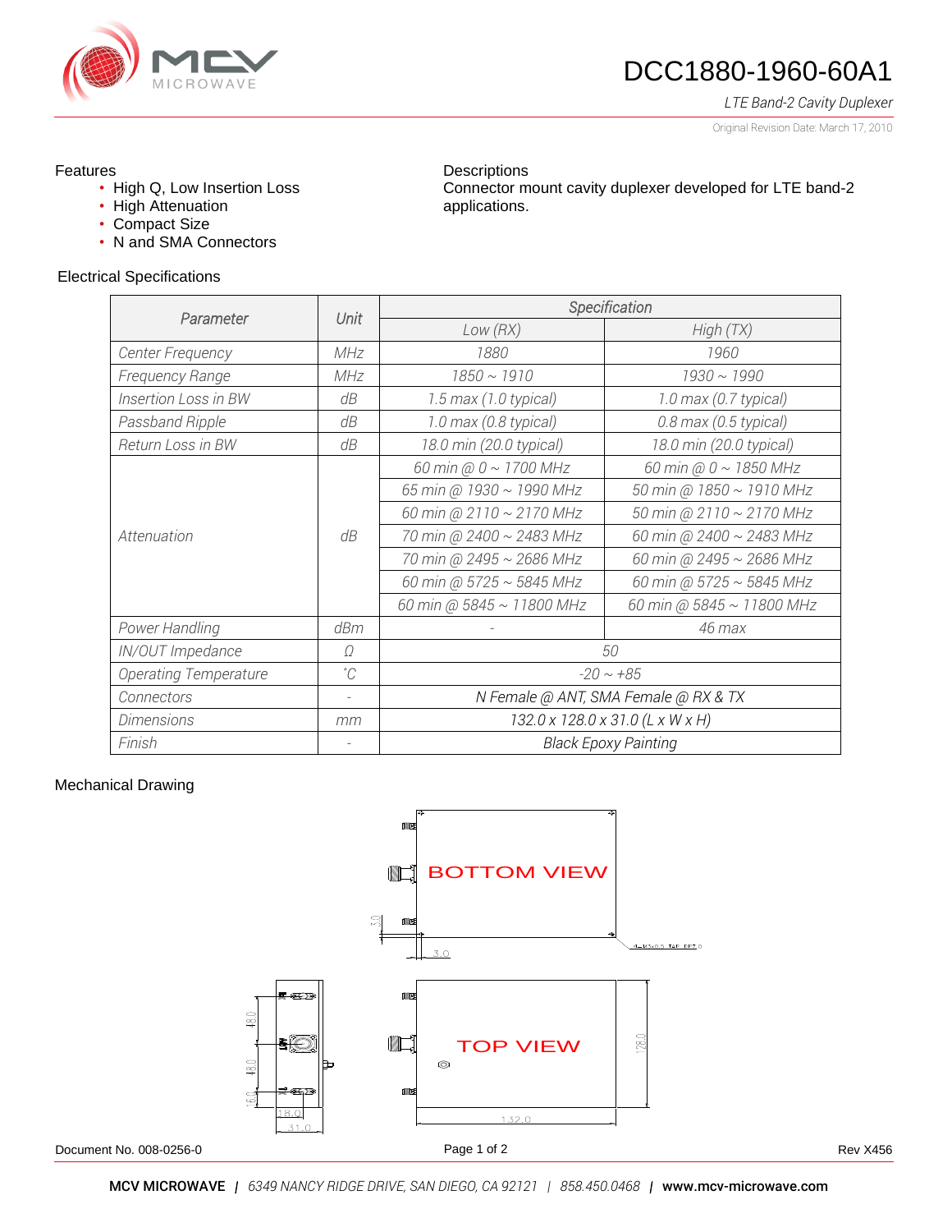# DCC1880-1960-60A1

*LTE Band-2 Cavity Duplexer*

Original Revision Date: March 17, 2010

## Features

- High Q, Low Insertion Loss
- High Attenuation
- Compact Size
- N and SMA Connectors

## Descriptions

Connector mount cavity duplexer developed for LTE band-2 applications.

## Electrical Specifications

| Parameter | Unit | Specification | |
|---|---|---|---|
| | | Low (RX) | High (TX) |
| Center Frequency | MHz | 1880 | 1960 |
| Frequency Range | MHz | 1850 ~ 1910 | 1930 ~ 1990 |
| Insertion Loss in BW | dB | 1.5 max (1.0 typical) | 1.0 max (0.7 typical) |
| Passband Ripple | dB | 1.0 max (0.8 typical) | 0.8 max (0.5 typical) |
| Return Loss in BW | dB | 18.0 min (20.0 typical) | 18.0 min (20.0 typical) |
| Attenuation | dB | 60 min @ 0 ~ 1700 MHz | 60 min @ 0 ~ 1850 MHz |
| | | 65 min @ 1930 ~ 1990 MHz | 50 min @ 1850 ~ 1910 MHz |
| | | 60 min @ 2110 ~ 2170 MHz | 50 min @ 2110 ~ 2170 MHz |
| | | 70 min @ 2400 ~ 2483 MHz | 60 min @ 2400 ~ 2483 MHz |
| | | 70 min @ 2495 ~ 2686 MHz | 60 min @ 2495 ~ 2686 MHz |
| | | 60 min @ 5725 ~ 5845 MHz | 60 min @ 5725 ~ 5845 MHz |
| | | 60 min @ 5845 ~ 11800 MHz | 60 min @ 5845 ~ 11800 MHz |
| Power Handling | dBm | - | 46 max |
| IN/OUT Impedance | Ω | 50 | |
| Operating Temperature | °C | -20 ~ +85 | |
| Connectors | - | N Female @ ANT, SMA Female @ RX & TX | |
| Dimensions | mm | 132.0 x 128.0 x 31.0 (L x W x H) | |
| Finish | - | Black Epoxy Painting | |

## Mechanical Drawing

BOTTOM VIEW

3.0

3.0

4-M3x0.5 TAP DP7.0

TOP VIEW

48.0

48.0

16.0

18.0

31.0

128.0

132.0

Document No. 008-0256-0

Rev X456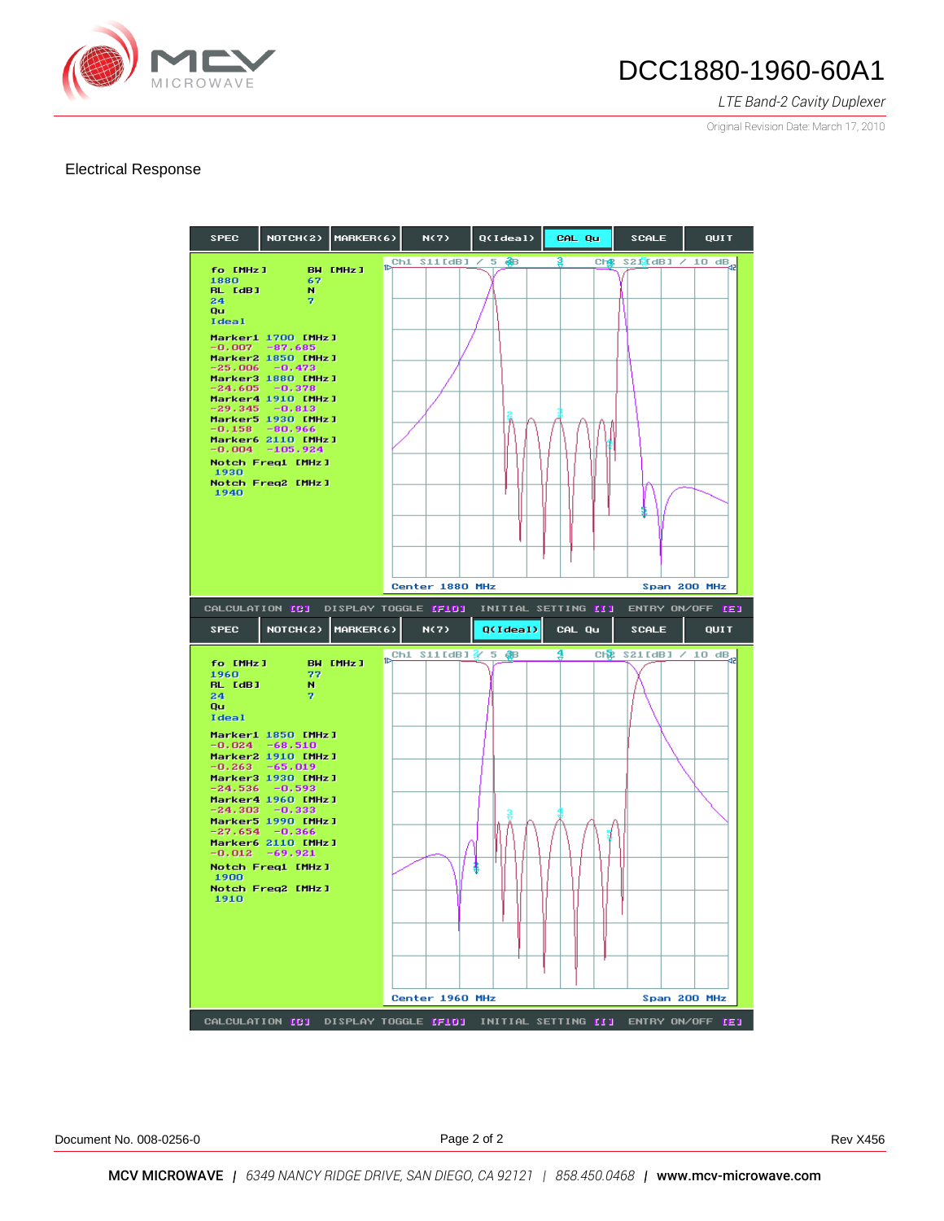# DCC1880-1960-60A1

*LTE Band-2 Cavity Duplexer*

Original Revision Date: March 17, 2010

## Electrical Response

SPEC | NOTCH(2) | MARKER(6) | N(7) | Q(Ideal) | CAL Qu | SCALE | QUIT

fo [MHz] 1880
BW [MHz] 67
RL [dB] 24
N 7
Qu Ideal

Marker1 1700 [MHz] -0.007 -87.685
Marker2 1850 [MHz] -25.006 -0.473
Marker3 1880 [MHz] -24.605 -0.378
Marker4 1910 [MHz] -29.345 -0.813
Marker5 1930 [MHz] -0.158 -80.966
Marker6 2110 [MHz] -0.004 -105.924
Notch Freq1 [MHz] 1930
Notch Freq2 [MHz] 1940

Ch1 S11[dB] / 5 dB Ch2 S21[dB] / 10 dB

Center 1880 MHz Span 200 MHz

CALCULATION [C] DISPLAY TOGGLE [F10] INITIAL SETTING [I] ENTRY ON/OFF [E]

SPEC | NOTCH(2) | MARKER(6) | N(7) | Q(Ideal) | CAL Qu | SCALE | QUIT

fo [MHz] 1960
BW [MHz] 77
RL [dB] 24
N 7
Qu Ideal

Marker1 1850 [MHz] -0.024 -68.510
Marker2 1910 [MHz] -0.263 -65.019
Marker3 1930 [MHz] -24.536 -0.593
Marker4 1960 [MHz] -24.303 -0.333
Marker5 1990 [MHz] -27.654 -0.366
Marker6 2110 [MHz] -0.012 -69.921
Notch Freq1 [MHz] 1900
Notch Freq2 [MHz] 1910

Ch1 S11[dB] / 5 dB Ch2 S21[dB] / 10 dB

Center 1960 MHz Span 200 MHz

CALCULATION [C] DISPLAY TOGGLE [F10] INITIAL SETTING [I] ENTRY ON/OFF [E]

Document No. 008-0256-0 Rev X456

**MCV MICROWAVE** | *6349 NANCY RIDGE DRIVE, SAN DIEGO, CA 92121* | *858.450.0468* | **www.mcv-microwave.com**